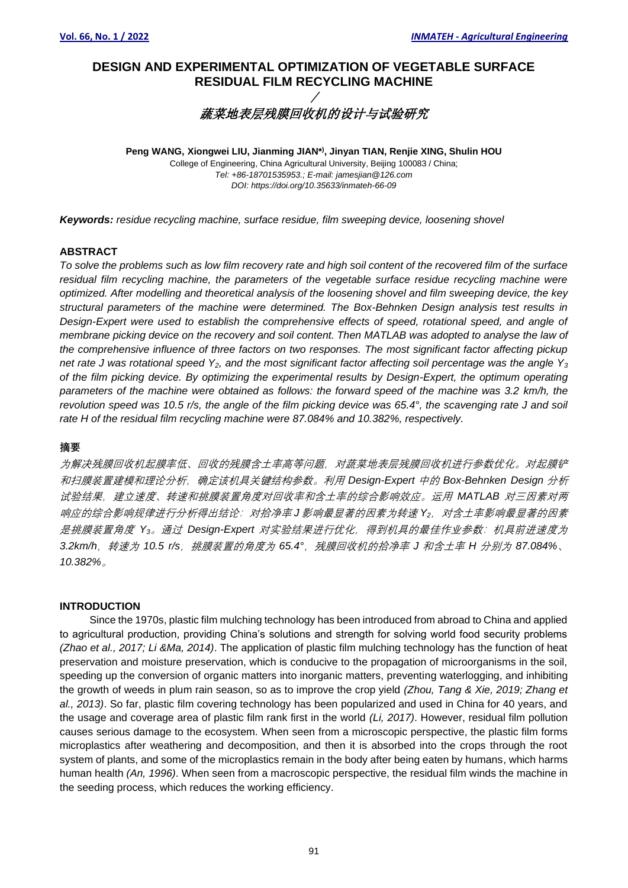# DESIGN AND EXPERIMENTAL OPTIMIZATION OF VEGETABLE SURFACE RESIDUAL FILM RECYCLING MACHINE

/

## *蔬菜地表层残膜回收机的设计与试验研究*

**Peng WANG, Xiongwei LIU, Jianming JIAN*), Jinyan TIAN, Renjie XING, Shulin HOU**

College of Engineering, China Agricultural University, Beijing 100083 / China;

*Tel: +86-18701535953.; E-mail: jamesjian@126.com*

*DOI: https://doi.org/10.35633/inmateh-66-09*

***Keywords:*** *residue recycling machine, surface residue, film sweeping device, loosening shovel*

## ABSTRACT

*To solve the problems such as low film recovery rate and high soil content of the recovered film of the surface residual film recycling machine, the parameters of the vegetable surface residue recycling machine were optimized. After modelling and theoretical analysis of the loosening shovel and film sweeping device, the key structural parameters of the machine were determined. The Box-Behnken Design analysis test results in Design-Expert were used to establish the comprehensive effects of speed, rotational speed, and angle of membrane picking device on the recovery and soil content. Then MATLAB was adopted to analyse the law of the comprehensive influence of three factors on two responses. The most significant factor affecting pickup net rate J was rotational speed $Y_2$, and the most significant factor affecting soil percentage was the angle $Y_3$ of the film picking device. By optimizing the experimental results by Design-Expert, the optimum operating parameters of the machine were obtained as follows: the forward speed of the machine was 3.2 km/h, the revolution speed was 10.5 r/s, the angle of the film picking device was 65.4°, the scavenging rate J and soil rate H of the residual film recycling machine were 87.084% and 10.382%, respectively.*

## 摘要

*为解决残膜回收机起膜率低、回收的残膜含土率高等问题，对蔬菜地表层残膜回收机进行参数优化。对起膜铲和扫膜装置建模和理论分析，确定该机具关键结构参数。利用 Design-Expert 中的 Box-Behnken Design 分析试验结果，建立速度、转速和挑膜装置角度对回收率和含土率的综合影响效应。运用 MATLAB 对三因素对两响应的综合影响规律进行分析得出结论：对拾净率 J 影响最显著的因素为转速 $Y_2$，对含土率影响最显著的因素是挑膜装置角度 $Y_3$。通过 Design-Expert 对实验结果进行优化，得到机具的最佳作业参数：机具前进速度为 3.2km/h，转速为 10.5 r/s，挑膜装置的角度为 65.4°，残膜回收机的拾净率 J 和含土率 H 分别为 87.084%、10.382%。*

## INTRODUCTION

Since the 1970s, plastic film mulching technology has been introduced from abroad to China and applied to agricultural production, providing China's solutions and strength for solving world food security problems *(Zhao et al., 2017; Li &Ma, 2014)*. The application of plastic film mulching technology has the function of heat preservation and moisture preservation, which is conducive to the propagation of microorganisms in the soil, speeding up the conversion of organic matters into inorganic matters, preventing waterlogging, and inhibiting the growth of weeds in plum rain season, so as to improve the crop yield *(Zhou, Tang & Xie, 2019; Zhang et al., 2013)*. So far, plastic film covering technology has been popularized and used in China for 40 years, and the usage and coverage area of plastic film rank first in the world *(Li, 2017)*. However, residual film pollution causes serious damage to the ecosystem. When seen from a microscopic perspective, the plastic film forms microplastics after weathering and decomposition, and then it is absorbed into the crops through the root system of plants, and some of the microplastics remain in the body after being eaten by humans, which harms human health *(An, 1996)*. When seen from a macroscopic perspective, the residual film winds the machine in the seeding process, which reduces the working efficiency.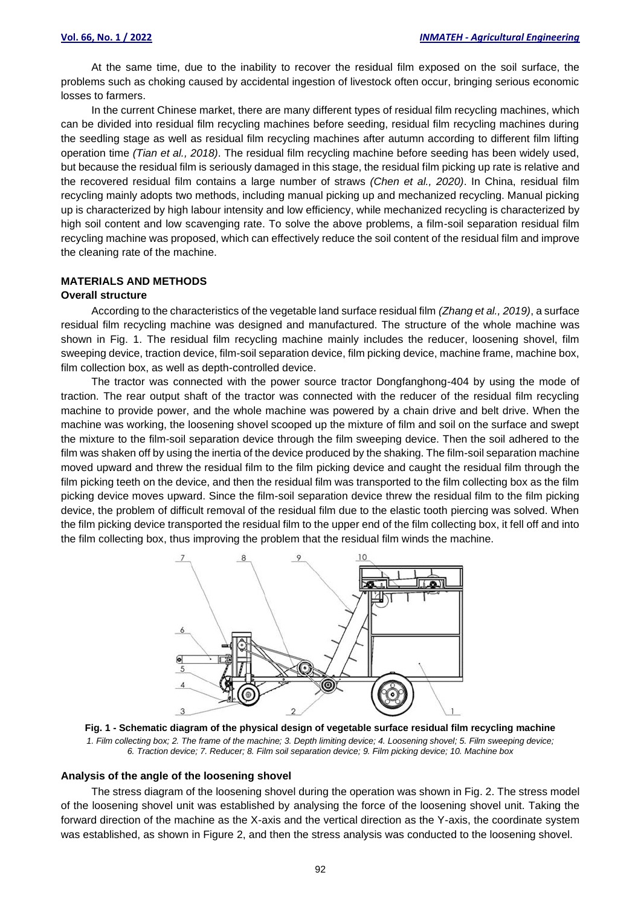At the same time, due to the inability to recover the residual film exposed on the soil surface, the problems such as choking caused by accidental ingestion of livestock often occur, bringing serious economic losses to farmers.

In the current Chinese market, there are many different types of residual film recycling machines, which can be divided into residual film recycling machines before seeding, residual film recycling machines during the seedling stage as well as residual film recycling machines after autumn according to different film lifting operation time *(Tian et al., 2018)*. The residual film recycling machine before seeding has been widely used, but because the residual film is seriously damaged in this stage, the residual film picking up rate is relative and the recovered residual film contains a large number of straws *(Chen et al., 2020)*. In China, residual film recycling mainly adopts two methods, including manual picking up and mechanized recycling. Manual picking up is characterized by high labour intensity and low efficiency, while mechanized recycling is characterized by high soil content and low scavenging rate. To solve the above problems, a film-soil separation residual film recycling machine was proposed, which can effectively reduce the soil content of the residual film and improve the cleaning rate of the machine.

## MATERIALS AND METHODS

### Overall structure

According to the characteristics of the vegetable land surface residual film *(Zhang et al., 2019)*, a surface residual film recycling machine was designed and manufactured. The structure of the whole machine was shown in Fig. 1. The residual film recycling machine mainly includes the reducer, loosening shovel, film sweeping device, traction device, film-soil separation device, film picking device, machine frame, machine box, film collection box, as well as depth-controlled device.

The tractor was connected with the power source tractor Dongfanghong-404 by using the mode of traction. The rear output shaft of the tractor was connected with the reducer of the residual film recycling machine to provide power, and the whole machine was powered by a chain drive and belt drive. When the machine was working, the loosening shovel scooped up the mixture of film and soil on the surface and swept the mixture to the film-soil separation device through the film sweeping device. Then the soil adhered to the film was shaken off by using the inertia of the device produced by the shaking. The film-soil separation machine moved upward and threw the residual film to the film picking device and caught the residual film through the film picking teeth on the device, and then the residual film was transported to the film collecting box as the film picking device moves upward. Since the film-soil separation device threw the residual film to the film picking device, the problem of difficult removal of the residual film due to the elastic tooth piercing was solved. When the film picking device transported the residual film to the upper end of the film collecting box, it fell off and into the film collecting box, thus improving the problem that the residual film winds the machine.

**Fig. 1 - Schematic diagram of the physical design of vegetable surface residual film recycling machine**

*1. Film collecting box; 2. The frame of the machine; 3. Depth limiting device; 4. Loosening shovel; 5. Film sweeping device; 6. Traction device; 7. Reducer; 8. Film soil separation device; 9. Film picking device; 10. Machine box*

### Analysis of the angle of the loosening shovel

The stress diagram of the loosening shovel during the operation was shown in Fig. 2. The stress model of the loosening shovel unit was established by analysing the force of the loosening shovel unit. Taking the forward direction of the machine as the X-axis and the vertical direction as the Y-axis, the coordinate system was established, as shown in Figure 2, and then the stress analysis was conducted to the loosening shovel.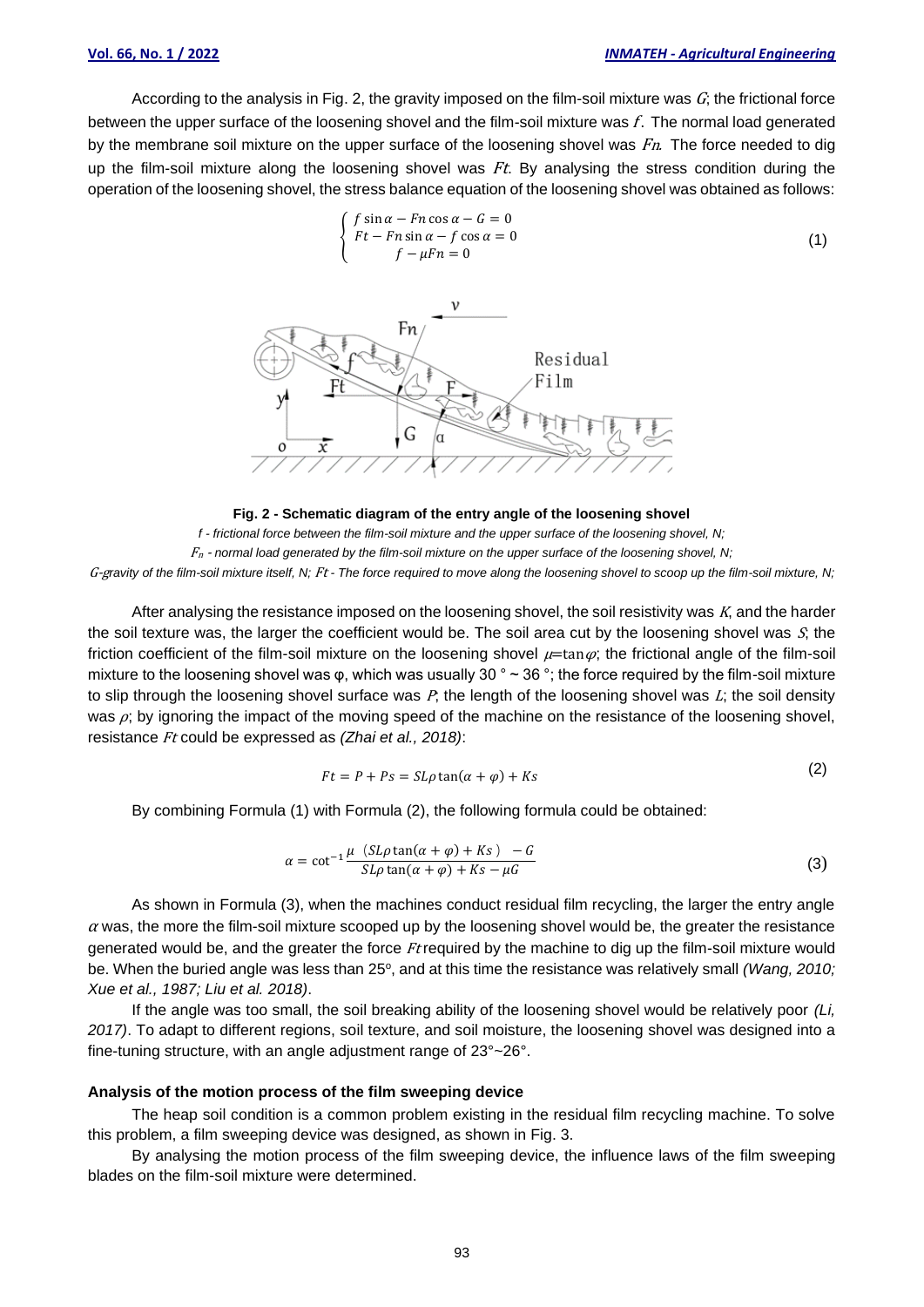According to the analysis in Fig. 2, the gravity imposed on the film-soil mixture was $G$; the frictional force between the upper surface of the loosening shovel and the film-soil mixture was $f$. The normal load generated by the membrane soil mixture on the upper surface of the loosening shovel was $Fn$. The force needed to dig up the film-soil mixture along the loosening shovel was $Ft$. By analysing the stress condition during the operation of the loosening shovel, the stress balance equation of the loosening shovel was obtained as follows:

$$\begin{cases} f\sin\alpha - Fn\cos\alpha - G = 0 \\ Ft - Fn\sin\alpha - f\cos\alpha = 0 \\ f - \mu Fn = 0 \end{cases} \tag{1}$$

**Fig. 2 - Schematic diagram of the entry angle of the loosening shovel**

*f - frictional force between the film-soil mixture and the upper surface of the loosening shovel, N;*

*$F_n$ - normal load generated by the film-soil mixture on the upper surface of the loosening shovel, N;*

*G-gravity of the film-soil mixture itself, N; $Ft$ - The force required to move along the loosening shovel to scoop up the film-soil mixture, N;*

After analysing the resistance imposed on the loosening shovel, the soil resistivity was $K$, and the harder the soil texture was, the larger the coefficient would be. The soil area cut by the loosening shovel was $S$; the friction coefficient of the film-soil mixture on the loosening shovel $\mu=\tan\varphi$; the frictional angle of the film-soil mixture to the loosening shovel was φ, which was usually 30 ° ~ 36 °; the force required by the film-soil mixture to slip through the loosening shovel surface was $P$; the length of the loosening shovel was $L$; the soil density was $\rho$; by ignoring the impact of the moving speed of the machine on the resistance of the loosening shovel, resistance $Ft$ could be expressed as *(Zhai et al., 2018)*:

$$Ft = P + Ps = SL\rho\tan(\alpha+\varphi) + Ks \tag{2}$$

By combining Formula (1) with Formula (2), the following formula could be obtained:

$$\alpha = \cot^{-1}\frac{\mu\ (SL\rho\tan(\alpha+\varphi)+Ks\ )\ -G}{SL\rho\tan(\alpha+\varphi)+Ks-\mu G} \tag{3}$$

As shown in Formula (3), when the machines conduct residual film recycling, the larger the entry angle $\alpha$ was, the more the film-soil mixture scooped up by the loosening shovel would be, the greater the resistance generated would be, and the greater the force $Ft$ required by the machine to dig up the film-soil mixture would be. When the buried angle was less than 25°, and at this time the resistance was relatively small *(Wang, 2010; Xue et al., 1987; Liu et al. 2018)*.

If the angle was too small, the soil breaking ability of the loosening shovel would be relatively poor *(Li, 2017)*. To adapt to different regions, soil texture, and soil moisture, the loosening shovel was designed into a fine-tuning structure, with an angle adjustment range of 23°~26°.

### Analysis of the motion process of the film sweeping device

The heap soil condition is a common problem existing in the residual film recycling machine. To solve this problem, a film sweeping device was designed, as shown in Fig. 3.

By analysing the motion process of the film sweeping device, the influence laws of the film sweeping blades on the film-soil mixture were determined.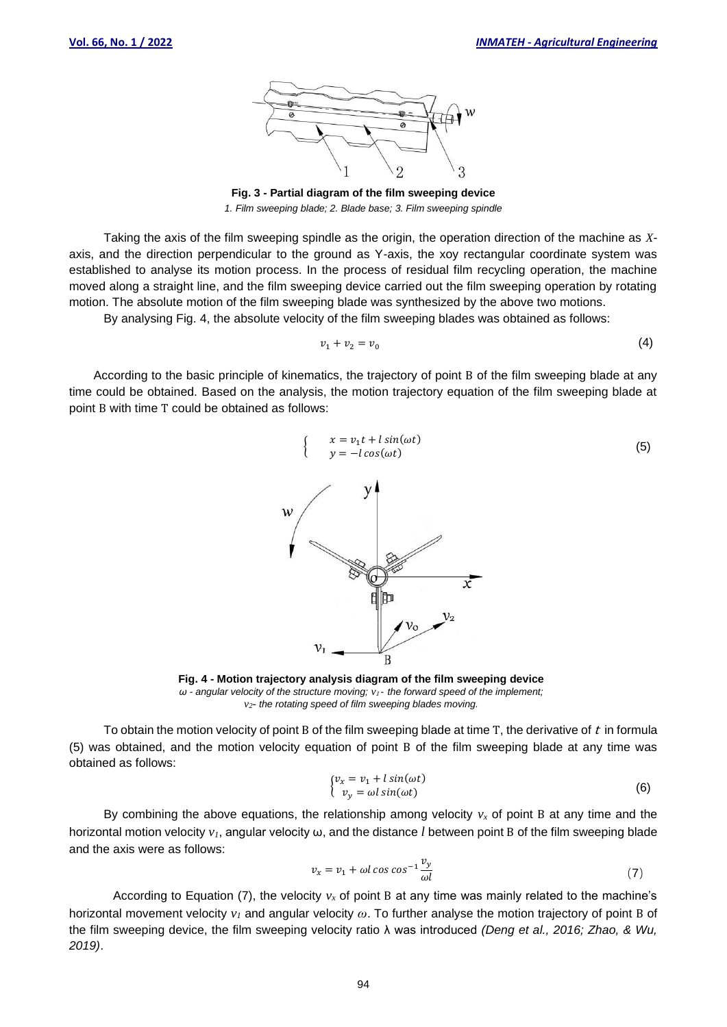**Fig. 3 - Partial diagram of the film sweeping device**
*1. Film sweeping blade; 2. Blade base; 3. Film sweeping spindle*

Taking the axis of the film sweeping spindle as the origin, the operation direction of the machine as $X$-axis, and the direction perpendicular to the ground as Y-axis, the xoy rectangular coordinate system was established to analyse its motion process. In the process of residual film recycling operation, the machine moved along a straight line, and the film sweeping device carried out the film sweeping operation by rotating motion. The absolute motion of the film sweeping blade was synthesized by the above two motions.

By analysing Fig. 4, the absolute velocity of the film sweeping blades was obtained as follows:

$$v_1 + v_2 = v_0 \tag{4}$$

According to the basic principle of kinematics, the trajectory of point B of the film sweeping blade at any time could be obtained. Based on the analysis, the motion trajectory equation of the film sweeping blade at point B with time T could be obtained as follows:

$$\begin{cases} x = v_1 t + l\sin(\omega t) \\ y = -l\cos(\omega t) \end{cases} \tag{5}$$

**Fig. 4 - Motion trajectory analysis diagram of the film sweeping device**
*ω - angular velocity of the structure moving; $v_1$ - the forward speed of the implement; $v_2$ - the rotating speed of film sweeping blades moving.*

To obtain the motion velocity of point B of the film sweeping blade at time T, the derivative of $t$ in formula (5) was obtained, and the motion velocity equation of point B of the film sweeping blade at any time was obtained as follows:

$$\begin{cases} v_x = v_1 + l\sin(\omega t) \\ v_y = \omega l\sin(\omega t) \end{cases} \tag{6}$$

By combining the above equations, the relationship among velocity $v_x$ of point B at any time and the horizontal motion velocity $v_1$, angular velocity ω, and the distance $l$ between point B of the film sweeping blade and the axis were as follows:

$$v_x = v_1 + \omega l\cos\cos^{-1}\frac{v_y}{\omega l} \tag{7}$$

According to Equation (7), the velocity $v_x$ of point B at any time was mainly related to the machine's horizontal movement velocity $v_1$ and angular velocity $\omega$. To further analyse the motion trajectory of point B of the film sweeping device, the film sweeping velocity ratio λ was introduced *(Deng et al., 2016; Zhao, & Wu, 2019)*.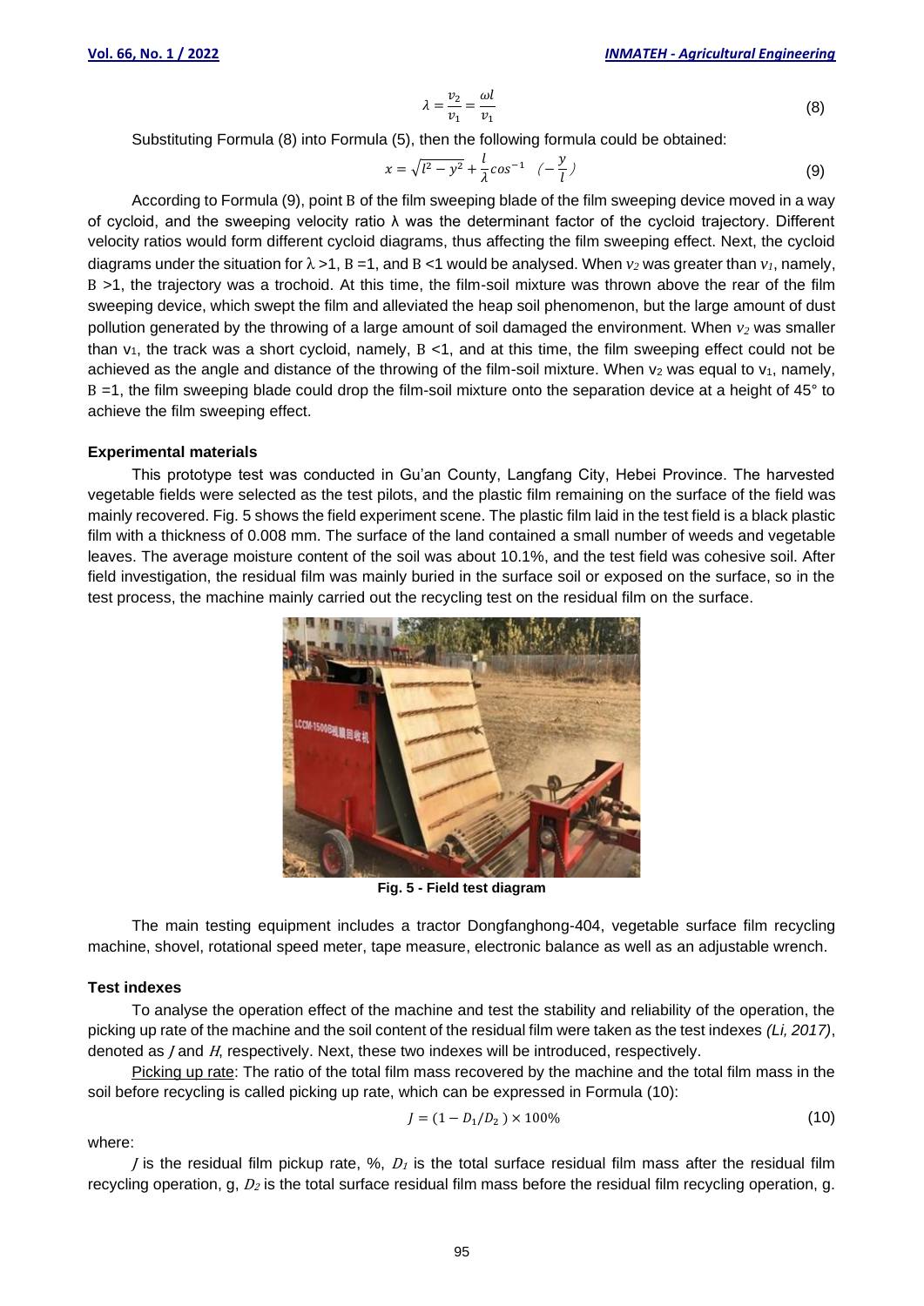$$\lambda = \frac{v_2}{v_1} = \frac{\omega l}{v_1} \tag{8}$$

Substituting Formula (8) into Formula (5), then the following formula could be obtained:

$$x = \sqrt{l^2 - y^2} + \frac{l}{\lambda} cos^{-1} \left( -\frac{y}{l} \right) \tag{9}$$

According to Formula (9), point B of the film sweeping blade of the film sweeping device moved in a way of cycloid, and the sweeping velocity ratio λ was the determinant factor of the cycloid trajectory. Different velocity ratios would form different cycloid diagrams, thus affecting the film sweeping effect. Next, the cycloid diagrams under the situation for λ >1, B =1, and B <1 would be analysed. When $v_2$ was greater than $v_1$, namely, B >1, the trajectory was a trochoid. At this time, the film-soil mixture was thrown above the rear of the film sweeping device, which swept the film and alleviated the heap soil phenomenon, but the large amount of dust pollution generated by the throwing of a large amount of soil damaged the environment. When $v_2$ was smaller than $v_1$, the track was a short cycloid, namely, B <1, and at this time, the film sweeping effect could not be achieved as the angle and distance of the throwing of the film-soil mixture. When $v_2$ was equal to $v_1$, namely, B =1, the film sweeping blade could drop the film-soil mixture onto the separation device at a height of 45° to achieve the film sweeping effect.

### Experimental materials

This prototype test was conducted in Gu'an County, Langfang City, Hebei Province. The harvested vegetable fields were selected as the test pilots, and the plastic film remaining on the surface of the field was mainly recovered. Fig. 5 shows the field experiment scene. The plastic film laid in the test field is a black plastic film with a thickness of 0.008 mm. The surface of the land contained a small number of weeds and vegetable leaves. The average moisture content of the soil was about 10.1%, and the test field was cohesive soil. After field investigation, the residual film was mainly buried in the surface soil or exposed on the surface, so in the test process, the machine mainly carried out the recycling test on the residual film on the surface.

**Fig. 5 - Field test diagram**

The main testing equipment includes a tractor Dongfanghong-404, vegetable surface film recycling machine, shovel, rotational speed meter, tape measure, electronic balance as well as an adjustable wrench.

### Test indexes

To analyse the operation effect of the machine and test the stability and reliability of the operation, the picking up rate of the machine and the soil content of the residual film were taken as the test indexes *(Li, 2017)*, denoted as $J$ and $H$, respectively. Next, these two indexes will be introduced, respectively.

Picking up rate: The ratio of the total film mass recovered by the machine and the total film mass in the soil before recycling is called picking up rate, which can be expressed in Formula (10):

$$J = (1 - D_1/D_2) \times 100\% \tag{10}$$

where:

$J$ is the residual film pickup rate, %, $D_1$ is the total surface residual film mass after the residual film recycling operation, g, $D_2$ is the total surface residual film mass before the residual film recycling operation, g.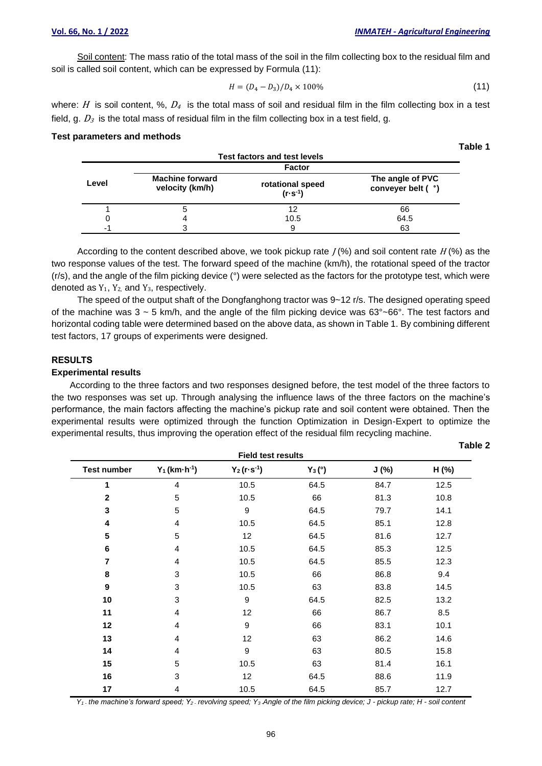Soil content: The mass ratio of the total mass of the soil in the film collecting box to the residual film and soil is called soil content, which can be expressed by Formula (11):

$$H = (D_4 - D_3)/D_4 \times 100\% \tag{11}$$

where: $H$ is soil content, %, $D_4$ is the total mass of soil and residual film in the film collecting box in a test field, g. $D_3$ is the total mass of residual film in the film collecting box in a test field, g.

**Test parameters and methods**

**Table 1**

**Test factors and test levels**

| Level | Machine forward velocity (km/h) | rotational speed ($r \cdot s^{-1}$) | The angle of PVC conveyer belt (°) |
|---|---|---|---|
| 1 | 5 | 12 | 66 |
| 0 | 4 | 10.5 | 64.5 |
| -1 | 3 | 9 | 63 |

According to the content described above, we took pickup rate $J$ (%) and soil content rate $H$ (%) as the two response values of the test. The forward speed of the machine (km/h), the rotational speed of the tractor (r/s), and the angle of the film picking device (°) were selected as the factors for the prototype test, which were denoted as $Y_1$, $Y_2$, and $Y_3$, respectively.

The speed of the output shaft of the Dongfanghong tractor was 9~12 r/s. The designed operating speed of the machine was 3 ~ 5 km/h, and the angle of the film picking device was 63°~66°. The test factors and horizontal coding table were determined based on the above data, as shown in Table 1. By combining different test factors, 17 groups of experiments were designed.

## RESULTS

### Experimental results

According to the three factors and two responses designed before, the test model of the three factors to the two responses was set up. Through analysing the influence laws of the three factors on the machine's performance, the main factors affecting the machine's pickup rate and soil content were obtained. Then the experimental results were optimized through the function Optimization in Design-Expert to optimize the experimental results, thus improving the operation effect of the residual film recycling machine.

**Table 2**

**Field test results**

| Test number | $Y_1$ ($km \cdot h^{-1}$) | $Y_2$ ($r \cdot s^{-1}$) | $Y_3$ (°) | J (%) | H (%) |
|---|---|---|---|---|---|
| 1 | 4 | 10.5 | 64.5 | 84.7 | 12.5 |
| 2 | 5 | 10.5 | 66 | 81.3 | 10.8 |
| 3 | 5 | 9 | 64.5 | 79.7 | 14.1 |
| 4 | 4 | 10.5 | 64.5 | 85.1 | 12.8 |
| 5 | 5 | 12 | 64.5 | 81.6 | 12.7 |
| 6 | 4 | 10.5 | 64.5 | 85.3 | 12.5 |
| 7 | 4 | 10.5 | 64.5 | 85.5 | 12.3 |
| 8 | 3 | 10.5 | 66 | 86.8 | 9.4 |
| 9 | 3 | 10.5 | 63 | 83.8 | 14.5 |
| 10 | 3 | 9 | 64.5 | 82.5 | 13.2 |
| 11 | 4 | 12 | 66 | 86.7 | 8.5 |
| 12 | 4 | 9 | 66 | 83.1 | 10.1 |
| 13 | 4 | 12 | 63 | 86.2 | 14.6 |
| 14 | 4 | 9 | 63 | 80.5 | 15.8 |
| 15 | 5 | 10.5 | 63 | 81.4 | 16.1 |
| 16 | 3 | 12 | 64.5 | 88.6 | 11.9 |
| 17 | 4 | 10.5 | 64.5 | 85.7 | 12.7 |

*$Y_1$ - the machine's forward speed; $Y_2$ - revolving speed; $Y_3$ -Angle of the film picking device; J - pickup rate; H - soil content*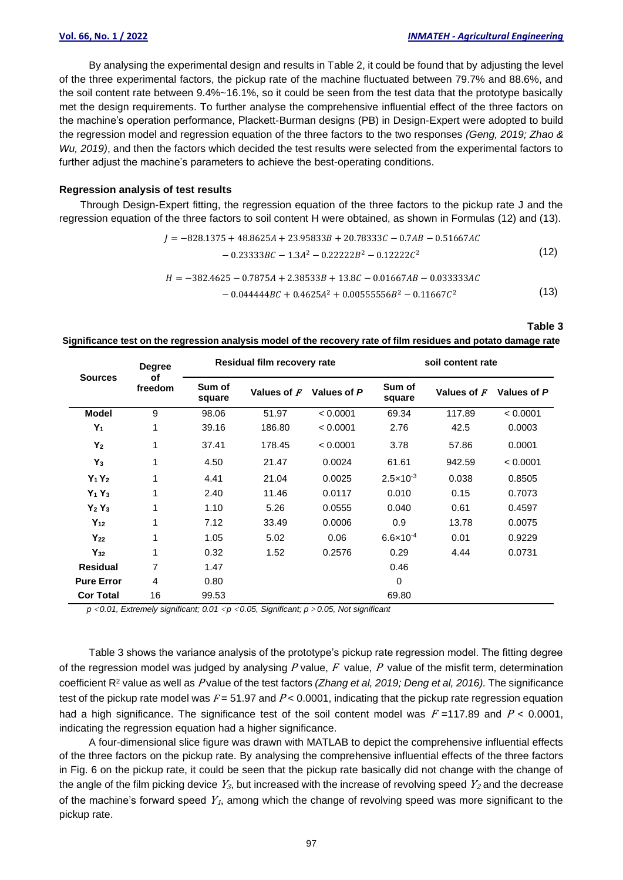By analysing the experimental design and results in Table 2, it could be found that by adjusting the level of the three experimental factors, the pickup rate of the machine fluctuated between 79.7% and 88.6%, and the soil content rate between 9.4%~16.1%, so it could be seen from the test data that the prototype basically met the design requirements. To further analyse the comprehensive influential effect of the three factors on the machine's operation performance, Plackett-Burman designs (PB) in Design-Expert were adopted to build the regression model and regression equation of the three factors to the two responses *(Geng, 2019; Zhao & Wu, 2019)*, and then the factors which decided the test results were selected from the experimental factors to further adjust the machine's parameters to achieve the best-operating conditions.

**Regression analysis of test results**

Through Design-Expert fitting, the regression equation of the three factors to the pickup rate J and the regression equation of the three factors to soil content H were obtained, as shown in Formulas (12) and (13).

$$J = -828.1375 + 48.8625A + 23.95833B + 20.78333C - 0.7AB - 0.51667AC - 0.23333BC - 1.3A^2 - 0.22222B^2 - 0.12222C^2 \tag{12}$$

$$H = -382.4625 - 0.7875A + 2.38533B + 13.8C - 0.01667AB - 0.033333AC - 0.044444BC + 0.4625A^2 + 0.00555556B^2 - 0.11667C^2 \tag{13}$$

**Table 3**

**Significance test on the regression analysis model of the recovery rate of film residues and potato damage rate**

| Sources | Degree of freedom | Residual film recovery rate | | | soil content rate | | |
|---|---|---|---|---|---|---|---|
| | | Sum of square | Values of $F$ | Values of $P$ | Sum of square | Values of $F$ | Values of $P$ |
| **Model** | 9 | 98.06 | 51.97 | < 0.0001 | 69.34 | 117.89 | < 0.0001 |
| $Y_1$ | 1 | 39.16 | 186.80 | < 0.0001 | 2.76 | 42.5 | 0.0003 |
| $Y_2$ | 1 | 37.41 | 178.45 | < 0.0001 | 3.78 | 57.86 | 0.0001 |
| $Y_3$ | 1 | 4.50 | 21.47 | 0.0024 | 61.61 | 942.59 | < 0.0001 |
| $Y_1 Y_2$ | 1 | 4.41 | 21.04 | 0.0025 | $2.5\times10^{-3}$ | 0.038 | 0.8505 |
| $Y_1 Y_3$ | 1 | 2.40 | 11.46 | 0.0117 | 0.010 | 0.15 | 0.7073 |
| $Y_2 Y_3$ | 1 | 1.10 | 5.26 | 0.0555 | 0.040 | 0.61 | 0.4597 |
| $Y_{12}$ | 1 | 7.12 | 33.49 | 0.0006 | 0.9 | 13.78 | 0.0075 |
| $Y_{22}$ | 1 | 1.05 | 5.02 | 0.06 | $6.6\times10^{-4}$ | 0.01 | 0.9229 |
| $Y_{32}$ | 1 | 0.32 | 1.52 | 0.2576 | 0.29 | 4.44 | 0.0731 |
| **Residual** | 7 | 1.47 | | | 0.46 | | |
| **Pure Error** | 4 | 0.80 | | | 0 | | |
| **Cor Total** | 16 | 99.53 | | | 69.80 | | |

*$p < 0.01$, Extremely significant; $0.01 < p < 0.05$, Significant; $p > 0.05$, Not significant*

Table 3 shows the variance analysis of the prototype's pickup rate regression model. The fitting degree of the regression model was judged by analysing $P$ value, $F$ value, $P$ value of the misfit term, determination coefficient $R^2$ value as well as $P$ value of the test factors *(Zhang et al, 2019; Deng et al, 2016).* The significance test of the pickup rate model was $F = 51.97$ and $P < 0.0001$, indicating that the pickup rate regression equation had a high significance. The significance test of the soil content model was $F = 117.89$ and $P < 0.0001$, indicating the regression equation had a higher significance.

A four-dimensional slice figure was drawn with MATLAB to depict the comprehensive influential effects of the three factors on the pickup rate. By analysing the comprehensive influential effects of the three factors in Fig. 6 on the pickup rate, it could be seen that the pickup rate basically did not change with the change of the angle of the film picking device $Y_3$, but increased with the increase of revolving speed $Y_2$ and the decrease of the machine's forward speed $Y_1$, among which the change of revolving speed was more significant to the pickup rate.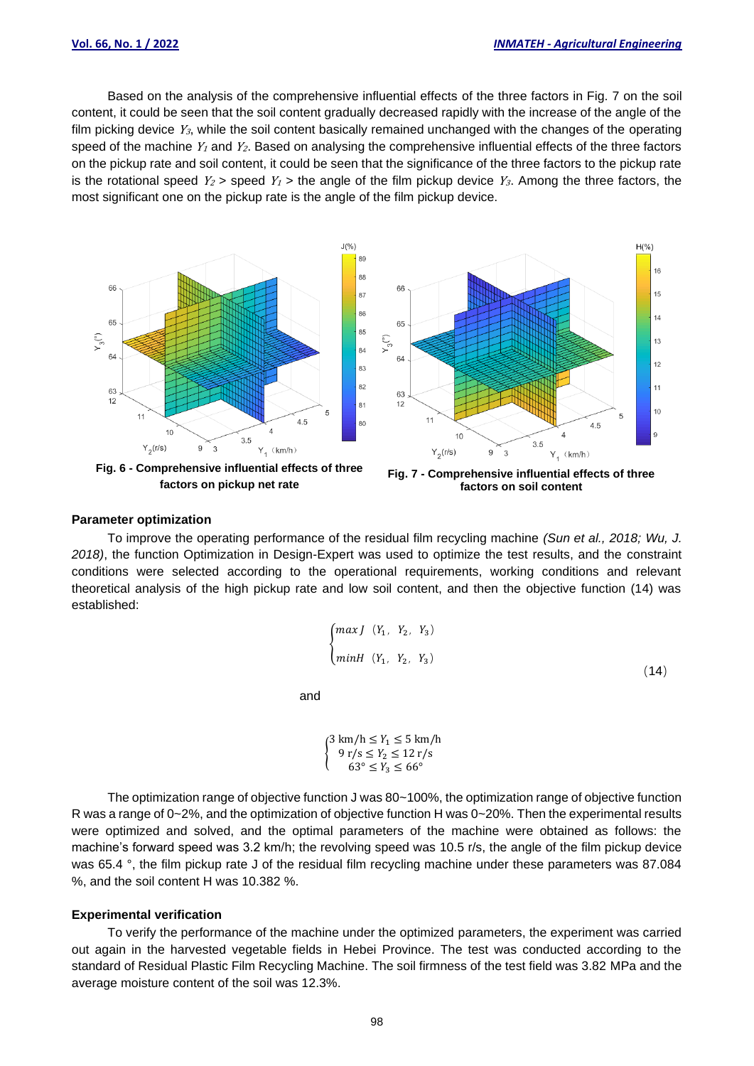Based on the analysis of the comprehensive influential effects of the three factors in Fig. 7 on the soil content, it could be seen that the soil content gradually decreased rapidly with the increase of the angle of the film picking device $Y_3$, while the soil content basically remained unchanged with the changes of the operating speed of the machine $Y_1$ and $Y_2$. Based on analysing the comprehensive influential effects of the three factors on the pickup rate and soil content, it could be seen that the significance of the three factors to the pickup rate is the rotational speed $Y_2$ > speed $Y_1$ > the angle of the film pickup device $Y_3$. Among the three factors, the most significant one on the pickup rate is the angle of the film pickup device.

**Fig. 6 - Comprehensive influential effects of three factors on pickup net rate**

**Fig. 7 - Comprehensive influential effects of three factors on soil content**

### Parameter optimization

To improve the operating performance of the residual film recycling machine *(Sun et al., 2018; Wu, J. 2018)*, the function Optimization in Design-Expert was used to optimize the test results, and the constraint conditions were selected according to the operational requirements, working conditions and relevant theoretical analysis of the high pickup rate and low soil content, and then the objective function (14) was established:

$$\begin{cases} max\,J\ (Y_1,\ Y_2,\ Y_3) \\ minH\ (Y_1,\ Y_2,\ Y_3) \end{cases} \tag{14}$$

and

$$\begin{cases} 3\ \text{km/h} \le Y_1 \le 5\ \text{km/h} \\ 9\ \text{r/s} \le Y_2 \le 12\ \text{r/s} \\ 63° \le Y_3 \le 66° \end{cases}$$

The optimization range of objective function J was 80~100%, the optimization range of objective function R was a range of 0~2%, and the optimization of objective function H was 0~20%. Then the experimental results were optimized and solved, and the optimal parameters of the machine were obtained as follows: the machine's forward speed was 3.2 km/h; the revolving speed was 10.5 r/s, the angle of the film pickup device was 65.4 °, the film pickup rate J of the residual film recycling machine under these parameters was 87.084 %, and the soil content H was 10.382 %.

### Experimental verification

To verify the performance of the machine under the optimized parameters, the experiment was carried out again in the harvested vegetable fields in Hebei Province. The test was conducted according to the standard of Residual Plastic Film Recycling Machine. The soil firmness of the test field was 3.82 MPa and the average moisture content of the soil was 12.3%.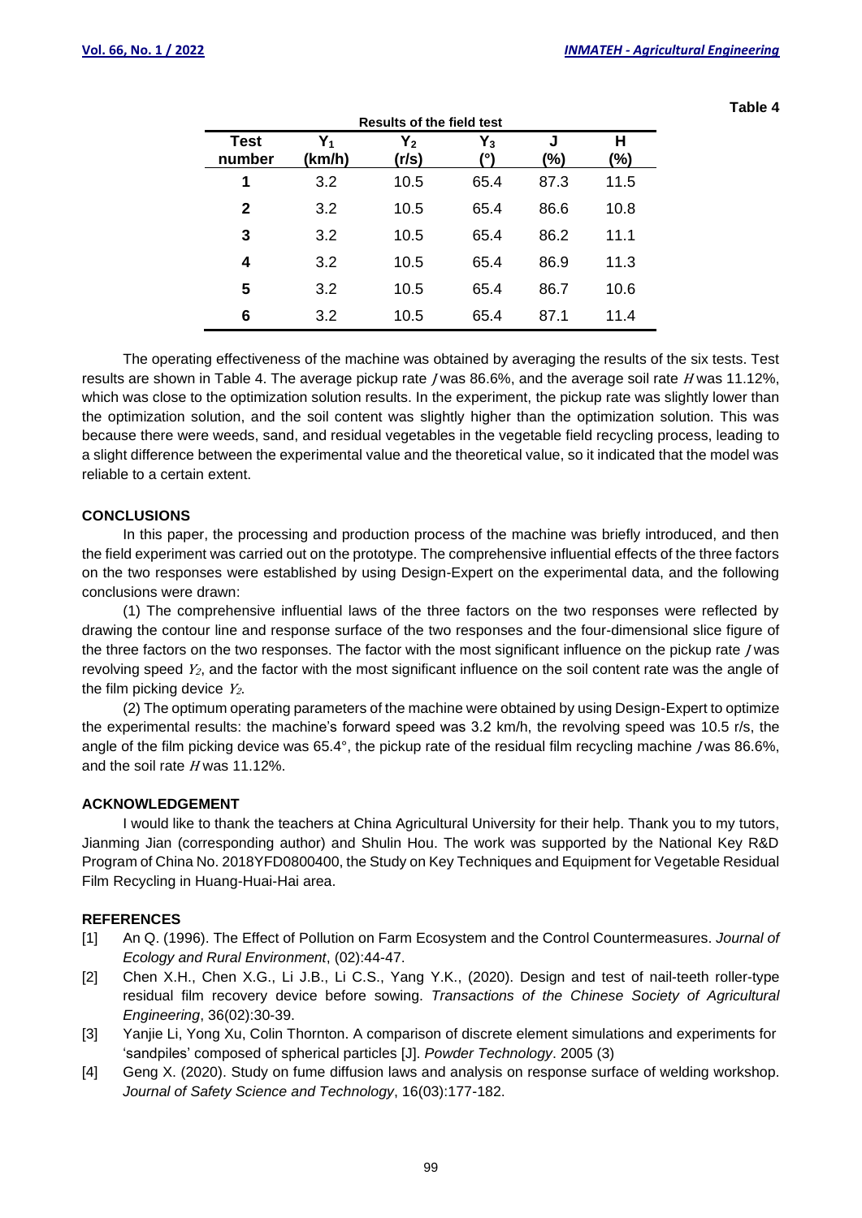**Table 4**

**Results of the field test**

| Test number | $Y_1$ (km/h) | $Y_2$ (r/s) | $Y_3$ (°) | J (%) | H (%) |
|---|---|---|---|---|---|
| 1 | 3.2 | 10.5 | 65.4 | 87.3 | 11.5 |
| 2 | 3.2 | 10.5 | 65.4 | 86.6 | 10.8 |
| 3 | 3.2 | 10.5 | 65.4 | 86.2 | 11.1 |
| 4 | 3.2 | 10.5 | 65.4 | 86.9 | 11.3 |
| 5 | 3.2 | 10.5 | 65.4 | 86.7 | 10.6 |
| 6 | 3.2 | 10.5 | 65.4 | 87.1 | 11.4 |

The operating effectiveness of the machine was obtained by averaging the results of the six tests. Test results are shown in Table 4. The average pickup rate $J$ was 86.6%, and the average soil rate $H$ was 11.12%, which was close to the optimization solution results. In the experiment, the pickup rate was slightly lower than the optimization solution, and the soil content was slightly higher than the optimization solution. This was because there were weeds, sand, and residual vegetables in the vegetable field recycling process, leading to a slight difference between the experimental value and the theoretical value, so it indicated that the model was reliable to a certain extent.

## CONCLUSIONS

In this paper, the processing and production process of the machine was briefly introduced, and then the field experiment was carried out on the prototype. The comprehensive influential effects of the three factors on the two responses were established by using Design-Expert on the experimental data, and the following conclusions were drawn:

(1) The comprehensive influential laws of the three factors on the two responses were reflected by drawing the contour line and response surface of the two responses and the four-dimensional slice figure of the three factors on the two responses. The factor with the most significant influence on the pickup rate $J$ was revolving speed $Y_2$, and the factor with the most significant influence on the soil content rate was the angle of the film picking device $Y_2$.

(2) The optimum operating parameters of the machine were obtained by using Design-Expert to optimize the experimental results: the machine's forward speed was 3.2 km/h, the revolving speed was 10.5 r/s, the angle of the film picking device was 65.4°, the pickup rate of the residual film recycling machine $J$ was 86.6%, and the soil rate $H$ was 11.12%.

## ACKNOWLEDGEMENT

I would like to thank the teachers at China Agricultural University for their help. Thank you to my tutors, Jianming Jian (corresponding author) and Shulin Hou. The work was supported by the National Key R&D Program of China No. 2018YFD0800400, the Study on Key Techniques and Equipment for Vegetable Residual Film Recycling in Huang-Huai-Hai area.

## REFERENCES

[1] An Q. (1996). The Effect of Pollution on Farm Ecosystem and the Control Countermeasures. *Journal of Ecology and Rural Environment*, (02):44-47.

[2] Chen X.H., Chen X.G., Li J.B., Li C.S., Yang Y.K., (2020). Design and test of nail-teeth roller-type residual film recovery device before sowing. *Transactions of the Chinese Society of Agricultural Engineering*, 36(02):30-39.

[3] Yanjie Li, Yong Xu, Colin Thornton. A comparison of discrete element simulations and experiments for 'sandpiles' composed of spherical particles [J]. *Powder Technology*. 2005 (3)

[4] Geng X. (2020). Study on fume diffusion laws and analysis on response surface of welding workshop. *Journal of Safety Science and Technology*, 16(03):177-182.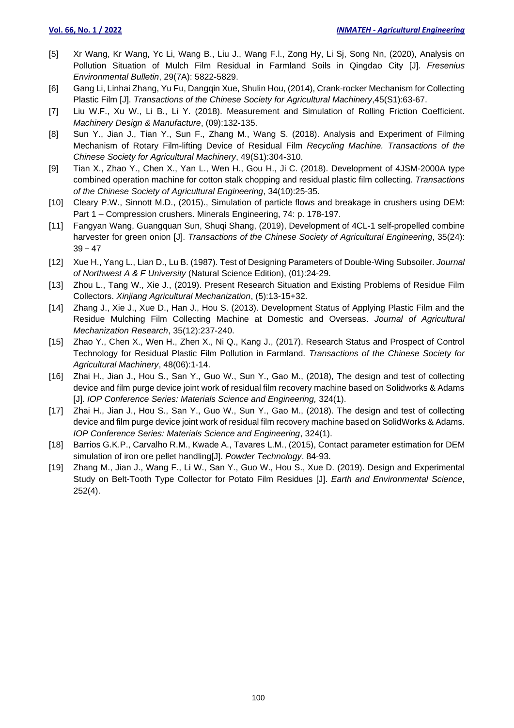- [5] Xr Wang, Kr Wang, Yc Li, Wang B., Liu J., Wang F.l., Zong Hy, Li Sj, Song Nn, (2020), Analysis on Pollution Situation of Mulch Film Residual in Farmland Soils in Qingdao City [J]. *Fresenius Environmental Bulletin*, 29(7A): 5822-5829.
- [6] Gang Li, Linhai Zhang, Yu Fu, Dangqin Xue, Shulin Hou, (2014), Crank-rocker Mechanism for Collecting Plastic Film [J]. *Transactions of the Chinese Society for Agricultural Machinery*,45(S1):63-67.
- [7] Liu W.F., Xu W., Li B., Li Y. (2018). Measurement and Simulation of Rolling Friction Coefficient. *Machinery Design & Manufacture*, (09):132-135.
- [8] Sun Y., Jian J., Tian Y., Sun F., Zhang M., Wang S. (2018). Analysis and Experiment of Filming Mechanism of Rotary Film-lifting Device of Residual Film *Recycling Machine. Transactions of the Chinese Society for Agricultural Machinery*, 49(S1):304-310.
- [9] Tian X., Zhao Y., Chen X., Yan L., Wen H., Gou H., Ji C. (2018). Development of 4JSM-2000A type combined operation machine for cotton stalk chopping and residual plastic film collecting. *Transactions of the Chinese Society of Agricultural Engineering*, 34(10):25-35.
- [10] Cleary P.W., Sinnott M.D., (2015)., Simulation of particle flows and breakage in crushers using DEM: Part 1 – Compression crushers. Minerals Engineering, 74: p. 178-197.
- [11] Fangyan Wang, Guangquan Sun, Shuqi Shang, (2019), Development of 4CL-1 self-propelled combine harvester for green onion [J]. *Transactions of the Chinese Society of Agricultural Engineering*, 35(24): 39－47
- [12] Xue H., Yang L., Lian D., Lu B. (1987). Test of Designing Parameters of Double-Wing Subsoiler. *Journal of Northwest A & F University* (Natural Science Edition), (01):24-29.
- [13] Zhou L., Tang W., Xie J., (2019). Present Research Situation and Existing Problems of Residue Film Collectors. *Xinjiang Agricultural Mechanization*, (5):13-15+32.
- [14] Zhang J., Xie J., Xue D., Han J., Hou S. (2013). Development Status of Applying Plastic Film and the Residue Mulching Film Collecting Machine at Domestic and Overseas. *Journal of Agricultural Mechanization Research*, 35(12):237-240.
- [15] Zhao Y., Chen X., Wen H., Zhen X., Ni Q., Kang J., (2017). Research Status and Prospect of Control Technology for Residual Plastic Film Pollution in Farmland. *Transactions of the Chinese Society for Agricultural Machinery*, 48(06):1-14.
- [16] Zhai H., Jian J., Hou S., San Y., Guo W., Sun Y., Gao M., (2018), The design and test of collecting device and film purge device joint work of residual film recovery machine based on Solidworks & Adams [J]. *IOP Conference Series: Materials Science and Engineering,* 324(1).
- [17] Zhai H., Jian J., Hou S., San Y., Guo W., Sun Y., Gao M., (2018). The design and test of collecting device and film purge device joint work of residual film recovery machine based on SolidWorks & Adams. *IOP Conference Series: Materials Science and Engineering*, 324(1).
- [18] Barrios G.K.P., Carvalho R.M., Kwade A., Tavares L.M., (2015), Contact parameter estimation for DEM simulation of iron ore pellet handling[J]. *Powder Technology*. 84-93.
- [19] Zhang M., Jian J., Wang F., Li W., San Y., Guo W., Hou S., Xue D. (2019). Design and Experimental Study on Belt-Tooth Type Collector for Potato Film Residues [J]. *Earth and Environmental Science*, 252(4).